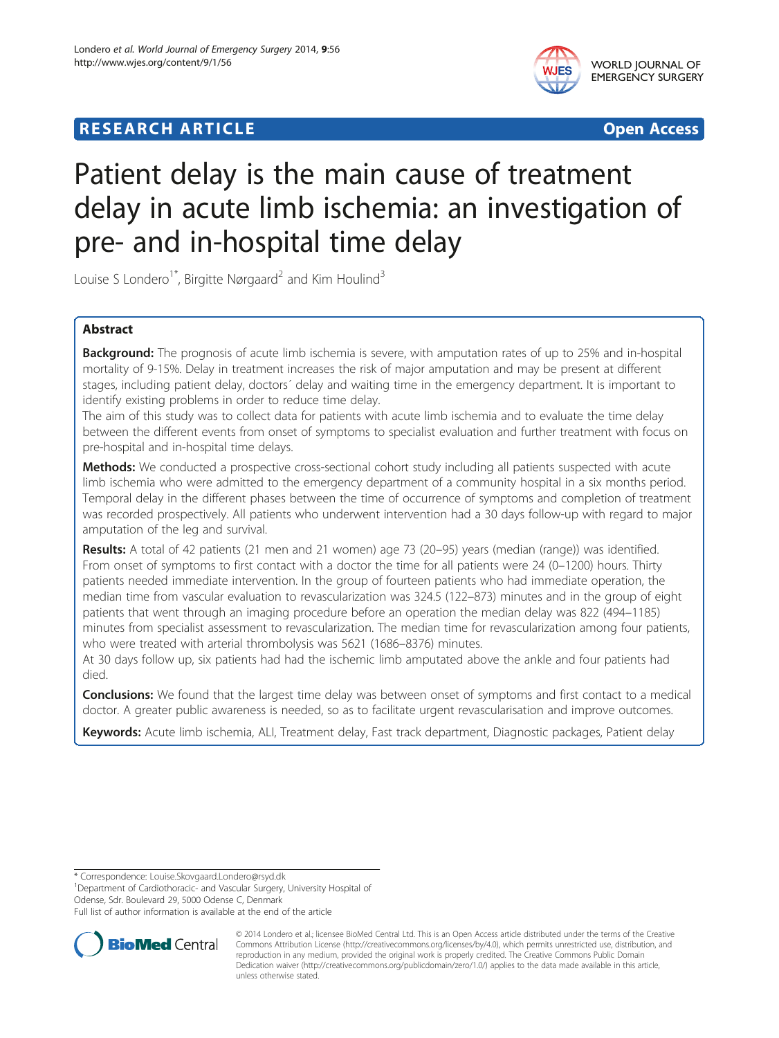**RESEARCH ARTICLE** **Open Access**

# Patient delay is the main cause of treatment delay in acute limb ischemia: an investigation of pre- and in-hospital time delay

Louise S Londero[1*], Birgitte Nørgaard[2] and Kim Houlind[3]

## Abstract

**Background:** The prognosis of acute limb ischemia is severe, with amputation rates of up to 25% and in-hospital mortality of 9-15%. Delay in treatment increases the risk of major amputation and may be present at different stages, including patient delay, doctors´ delay and waiting time in the emergency department. It is important to identify existing problems in order to reduce time delay.

The aim of this study was to collect data for patients with acute limb ischemia and to evaluate the time delay between the different events from onset of symptoms to specialist evaluation and further treatment with focus on pre-hospital and in-hospital time delays.

**Methods:** We conducted a prospective cross-sectional cohort study including all patients suspected with acute limb ischemia who were admitted to the emergency department of a community hospital in a six months period. Temporal delay in the different phases between the time of occurrence of symptoms and completion of treatment was recorded prospectively. All patients who underwent intervention had a 30 days follow-up with regard to major amputation of the leg and survival.

**Results:** A total of 42 patients (21 men and 21 women) age 73 (20–95) years (median (range)) was identified. From onset of symptoms to first contact with a doctor the time for all patients were 24 (0–1200) hours. Thirty patients needed immediate intervention. In the group of fourteen patients who had immediate operation, the median time from vascular evaluation to revascularization was 324.5 (122–873) minutes and in the group of eight patients that went through an imaging procedure before an operation the median delay was 822 (494–1185) minutes from specialist assessment to revascularization. The median time for revascularization among four patients, who were treated with arterial thrombolysis was 5621 (1686–8376) minutes.

At 30 days follow up, six patients had had the ischemic limb amputated above the ankle and four patients had died.

**Conclusions:** We found that the largest time delay was between onset of symptoms and first contact to a medical doctor. A greater public awareness is needed, so as to facilitate urgent revascularisation and improve outcomes.

**Keywords:** Acute limb ischemia, ALI, Treatment delay, Fast track department, Diagnostic packages, Patient delay

* Correspondence: Louise.Skovgaard.Londero@rsyd.dk
[1]Department of Cardiothoracic- and Vascular Surgery, University Hospital of Odense, Sdr. Boulevard 29, 5000 Odense C, Denmark
Full list of author information is available at the end of the article

© 2014 Londero et al.; licensee BioMed Central Ltd. This is an Open Access article distributed under the terms of the Creative Commons Attribution License (http://creativecommons.org/licenses/by/4.0), which permits unrestricted use, distribution, and reproduction in any medium, provided the original work is properly credited. The Creative Commons Public Domain Dedication waiver (http://creativecommons.org/publicdomain/zero/1.0/) applies to the data made available in this article, unless otherwise stated.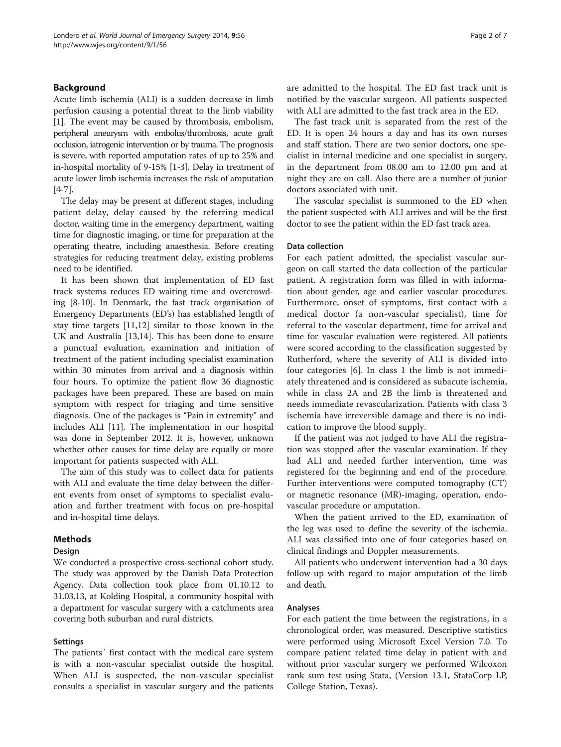## Background

Acute limb ischemia (ALI) is a sudden decrease in limb perfusion causing a potential threat to the limb viability [1]. The event may be caused by thrombosis, embolism, peripheral aneurysm with embolus/thrombosis, acute graft occlusion, iatrogenic intervention or by trauma. The prognosis is severe, with reported amputation rates of up to 25% and in-hospital mortality of 9-15% [1-3]. Delay in treatment of acute lower limb ischemia increases the risk of amputation [4-7].

The delay may be present at different stages, including patient delay, delay caused by the referring medical doctor, waiting time in the emergency department, waiting time for diagnostic imaging, or time for preparation at the operating theatre, including anaesthesia. Before creating strategies for reducing treatment delay, existing problems need to be identified.

It has been shown that implementation of ED fast track systems reduces ED waiting time and overcrowding [8-10]. In Denmark, the fast track organisation of Emergency Departments (ED's) has established length of stay time targets [11,12] similar to those known in the UK and Australia [13,14]. This has been done to ensure a punctual evaluation, examination and initiation of treatment of the patient including specialist examination within 30 minutes from arrival and a diagnosis within four hours. To optimize the patient flow 36 diagnostic packages have been prepared. These are based on main symptom with respect for triaging and time sensitive diagnosis. One of the packages is "Pain in extremity" and includes ALI [11]. The implementation in our hospital was done in September 2012. It is, however, unknown whether other causes for time delay are equally or more important for patients suspected with ALI.

The aim of this study was to collect data for patients with ALI and evaluate the time delay between the different events from onset of symptoms to specialist evaluation and further treatment with focus on pre-hospital and in-hospital time delays.

## Methods

### Design

We conducted a prospective cross-sectional cohort study. The study was approved by the Danish Data Protection Agency. Data collection took place from 01.10.12 to 31.03.13, at Kolding Hospital, a community hospital with a department for vascular surgery with a catchments area covering both suburban and rural districts.

### Settings

The patients´ first contact with the medical care system is with a non-vascular specialist outside the hospital. When ALI is suspected, the non-vascular specialist consults a specialist in vascular surgery and the patients are admitted to the hospital. The ED fast track unit is notified by the vascular surgeon. All patients suspected with ALI are admitted to the fast track area in the ED.

The fast track unit is separated from the rest of the ED. It is open 24 hours a day and has its own nurses and staff station. There are two senior doctors, one specialist in internal medicine and one specialist in surgery, in the department from 08.00 am to 12.00 pm and at night they are on call. Also there are a number of junior doctors associated with unit.

The vascular specialist is summoned to the ED when the patient suspected with ALI arrives and will be the first doctor to see the patient within the ED fast track area.

### Data collection

For each patient admitted, the specialist vascular surgeon on call started the data collection of the particular patient. A registration form was filled in with information about gender, age and earlier vascular procedures. Furthermore, onset of symptoms, first contact with a medical doctor (a non-vascular specialist), time for referral to the vascular department, time for arrival and time for vascular evaluation were registered. All patients were scored according to the classification suggested by Rutherford, where the severity of ALI is divided into four categories [6]. In class 1 the limb is not immediately threatened and is considered as subacute ischemia, while in class 2A and 2B the limb is threatened and needs immediate revascularization. Patients with class 3 ischemia have irreversible damage and there is no indication to improve the blood supply.

If the patient was not judged to have ALI the registration was stopped after the vascular examination. If they had ALI and needed further intervention, time was registered for the beginning and end of the procedure. Further interventions were computed tomography (CT) or magnetic resonance (MR)-imaging, operation, endovascular procedure or amputation.

When the patient arrived to the ED, examination of the leg was used to define the severity of the ischemia. ALI was classified into one of four categories based on clinical findings and Doppler measurements.

All patients who underwent intervention had a 30 days follow-up with regard to major amputation of the limb and death.

### Analyses

For each patient the time between the registrations, in a chronological order, was measured. Descriptive statistics were performed using Microsoft Excel Version 7.0. To compare patient related time delay in patient with and without prior vascular surgery we performed Wilcoxon rank sum test using Stata, (Version 13.1, StataCorp LP, College Station, Texas).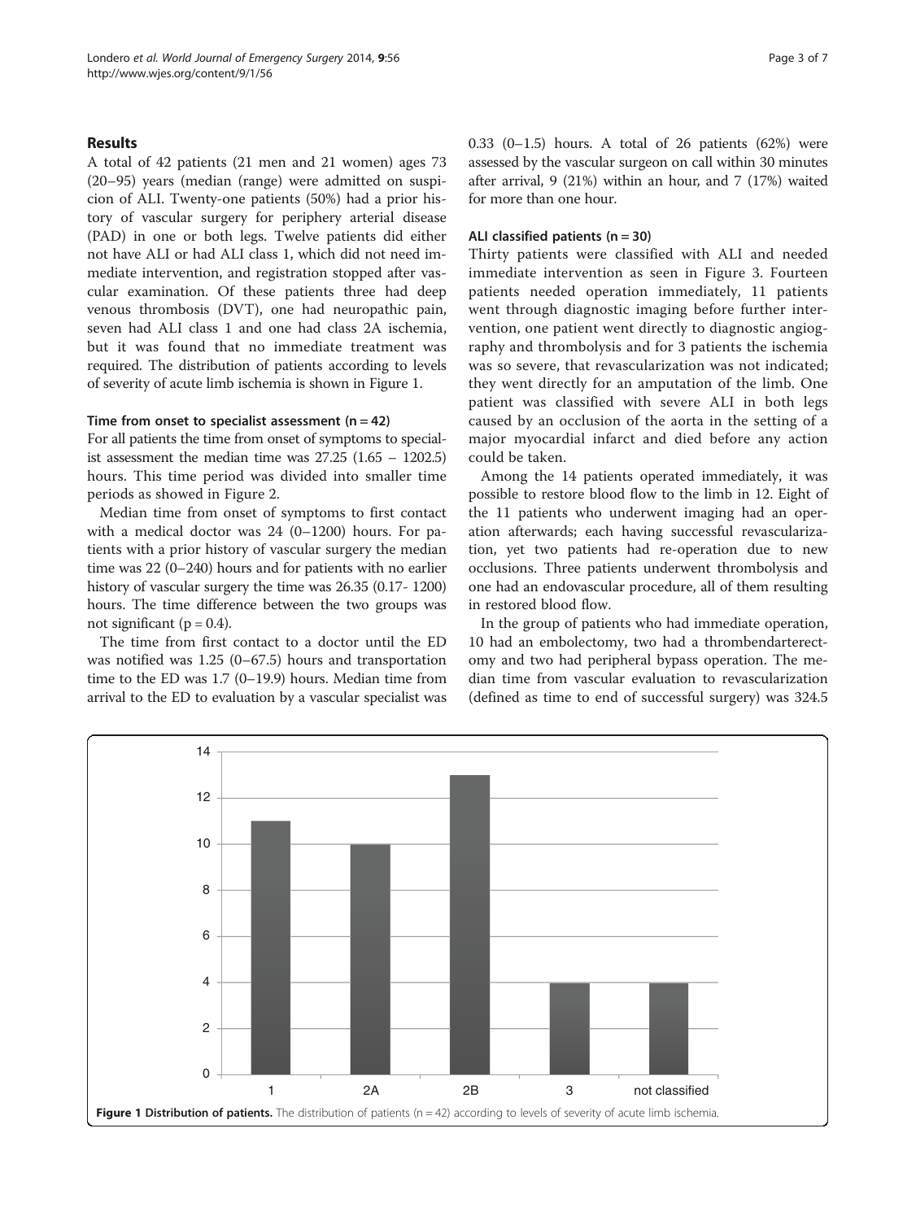## Results

A total of 42 patients (21 men and 21 women) ages 73 (20–95) years (median (range) were admitted on suspicion of ALI. Twenty-one patients (50%) had a prior history of vascular surgery for periphery arterial disease (PAD) in one or both legs. Twelve patients did either not have ALI or had ALI class 1, which did not need immediate intervention, and registration stopped after vascular examination. Of these patients three had deep venous thrombosis (DVT), one had neuropathic pain, seven had ALI class 1 and one had class 2A ischemia, but it was found that no immediate treatment was required. The distribution of patients according to levels of severity of acute limb ischemia is shown in Figure 1.

### Time from onset to specialist assessment (n = 42)

For all patients the time from onset of symptoms to specialist assessment the median time was 27.25 (1.65 – 1202.5) hours. This time period was divided into smaller time periods as showed in Figure 2.

Median time from onset of symptoms to first contact with a medical doctor was 24 (0–1200) hours. For patients with a prior history of vascular surgery the median time was 22 (0–240) hours and for patients with no earlier history of vascular surgery the time was 26.35 (0.17- 1200) hours. The time difference between the two groups was not significant ($p = 0.4$).

The time from first contact to a doctor until the ED was notified was 1.25 (0–67.5) hours and transportation time to the ED was 1.7 (0–19.9) hours. Median time from arrival to the ED to evaluation by a vascular specialist was 0.33 (0–1.5) hours. A total of 26 patients (62%) were assessed by the vascular surgeon on call within 30 minutes after arrival, 9 (21%) within an hour, and 7 (17%) waited for more than one hour.

### ALI classified patients (n = 30)

Thirty patients were classified with ALI and needed immediate intervention as seen in Figure 3. Fourteen patients needed operation immediately, 11 patients went through diagnostic imaging before further intervention, one patient went directly to diagnostic angiography and thrombolysis and for 3 patients the ischemia was so severe, that revascularization was not indicated; they went directly for an amputation of the limb. One patient was classified with severe ALI in both legs caused by an occlusion of the aorta in the setting of a major myocardial infarct and died before any action could be taken.

Among the 14 patients operated immediately, it was possible to restore blood flow to the limb in 12. Eight of the 11 patients who underwent imaging had an operation afterwards; each having successful revascularization, yet two patients had re-operation due to new occlusions. Three patients underwent thrombolysis and one had an endovascular procedure, all of them resulting in restored blood flow.

In the group of patients who had immediate operation, 10 had an embolectomy, two had a thrombendarterectomy and two had peripheral bypass operation. The median time from vascular evaluation to revascularization (defined as time to end of successful surgery) was 324.5

14
12
10
8
6
4
2
0
1
2A
2B
3
not classified

**Figure 1 Distribution of patients.** The distribution of patients (n = 42) according to levels of severity of acute limb ischemia.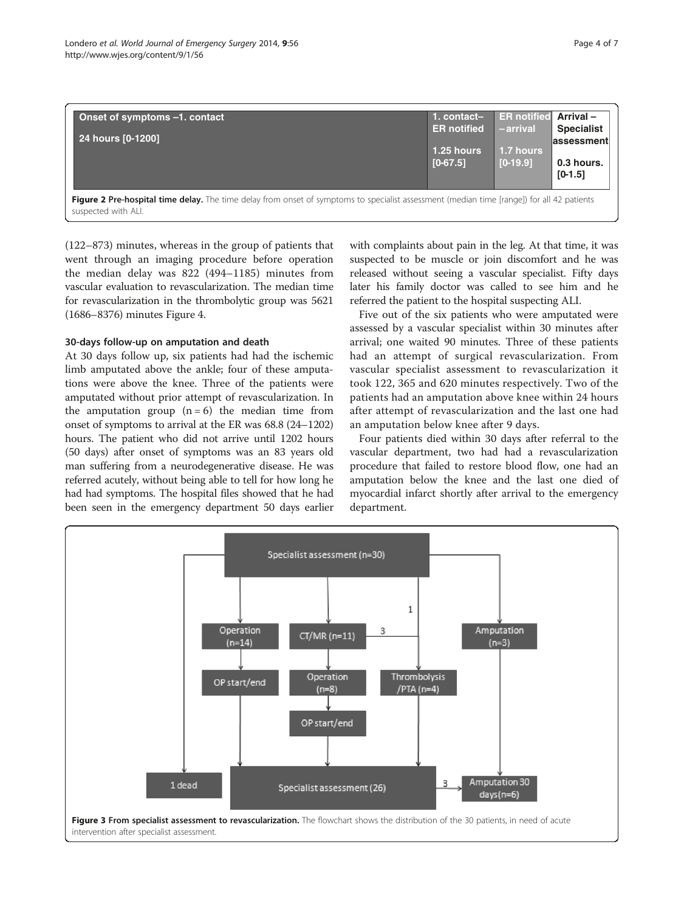Onset of symptoms –1. contact

24 hours [0-1200]

1. contact–ER notified

1.25 hours [0-67.5]

ER notified –arrival

1.7 hours [0-19.9]

Arrival –Specialist assessment

0.3 hours. [0-1.5]

**Figure 2 Pre-hospital time delay.** The time delay from onset of symptoms to specialist assessment (median time [range]) for all 42 patients suspected with ALI.

(122–873) minutes, whereas in the group of patients that went through an imaging procedure before operation the median delay was 822 (494–1185) minutes from vascular evaluation to revascularization. The median time for revascularization in the thrombolytic group was 5621 (1686–8376) minutes Figure 4.

### 30-days follow-up on amputation and death

At 30 days follow up, six patients had had the ischemic limb amputated above the ankle; four of these amputations were above the knee. Three of the patients were amputated without prior attempt of revascularization. In the amputation group (n = 6) the median time from onset of symptoms to arrival at the ER was 68.8 (24–1202) hours. The patient who did not arrive until 1202 hours (50 days) after onset of symptoms was an 83 years old man suffering from a neurodegenerative disease. He was referred acutely, without being able to tell for how long he had had symptoms. The hospital files showed that he had been seen in the emergency department 50 days earlier with complaints about pain in the leg. At that time, it was suspected to be muscle or join discomfort and he was released without seeing a vascular specialist. Fifty days later his family doctor was called to see him and he referred the patient to the hospital suspecting ALI.

Five out of the six patients who were amputated were assessed by a vascular specialist within 30 minutes after arrival; one waited 90 minutes. Three of these patients had an attempt of surgical revascularization. From vascular specialist assessment to revascularization it took 122, 365 and 620 minutes respectively. Two of the patients had an amputation above knee within 24 hours after attempt of revascularization and the last one had an amputation below knee after 9 days.

Four patients died within 30 days after referral to the vascular department, two had had a revascularization procedure that failed to restore blood flow, one had an amputation below the knee and the last one died of myocardial infarct shortly after arrival to the emergency department.

Specialist assessment (n=30)

1

Operation (n=14)

CT/MR (n=11)

3

Amputation (n=3)

OP start/end

Operation (n=8)

Thrombolysis /PTA (n=4)

OP start/end

1 dead

Specialist assessment (26)

3

Amputation 30 days(n=6)

**Figure 3 From specialist assessment to revascularization.** The flowchart shows the distribution of the 30 patients, in need of acute intervention after specialist assessment.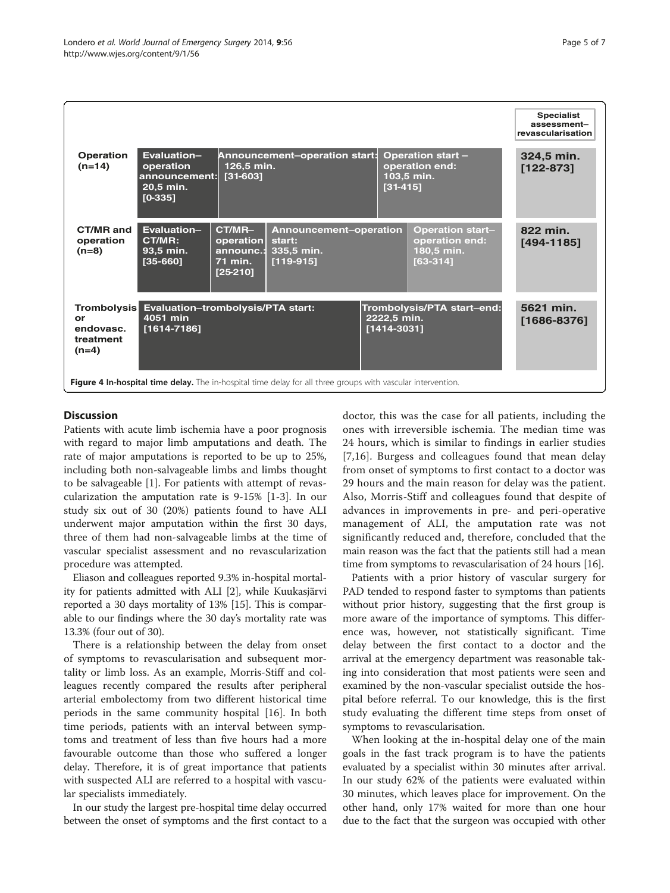Specialist assessment–revascularisation

**Operation (n=14)**
Evaluation–operation announcement: 20,5 min. [0-335]
Announcement–operation start: 126,5 min. [31-603]
Operation start – operation end: 103,5 min. [31-415]
324,5 min. [122-873]

**CT/MR and operation (n=8)**
Evaluation–CT/MR: 93,5 min. [35-660]
CT/MR–operation announc.: 71 min. [25-210]
Announcement–operation start: 335,5 min. [119-915]
Operation start–operation end: 180,5 min. [63-314]
822 min. [494-1185]

**Trombolysis or endovasc. treatment (n=4)**
Evaluation–trombolysis/PTA start: 4051 min [1614-7186]
Trombolysis/PTA start–end: 2222,5 min. [1414-3031]
5621 min. [1686-8376]

**Figure 4 In-hospital time delay.** The in-hospital time delay for all three groups with vascular intervention.

## Discussion

Patients with acute limb ischemia have a poor prognosis with regard to major limb amputations and death. The rate of major amputations is reported to be up to 25%, including both non-salvageable limbs and limbs thought to be salvageable [1]. For patients with attempt of revascularization the amputation rate is 9-15% [1-3]. In our study six out of 30 (20%) patients found to have ALI underwent major amputation within the first 30 days, three of them had non-salvageable limbs at the time of vascular specialist assessment and no revascularization procedure was attempted.

Eliason and colleagues reported 9.3% in-hospital mortality for patients admitted with ALI [2], while Kuukasjärvi reported a 30 days mortality of 13% [15]. This is comparable to our findings where the 30 day's mortality rate was 13.3% (four out of 30).

There is a relationship between the delay from onset of symptoms to revascularisation and subsequent mortality or limb loss. As an example, Morris-Stiff and colleagues recently compared the results after peripheral arterial embolectomy from two different historical time periods in the same community hospital [16]. In both time periods, patients with an interval between symptoms and treatment of less than five hours had a more favourable outcome than those who suffered a longer delay. Therefore, it is of great importance that patients with suspected ALI are referred to a hospital with vascular specialists immediately.

In our study the largest pre-hospital time delay occurred between the onset of symptoms and the first contact to a doctor, this was the case for all patients, including the ones with irreversible ischemia. The median time was 24 hours, which is similar to findings in earlier studies [7,16]. Burgess and colleagues found that mean delay from onset of symptoms to first contact to a doctor was 29 hours and the main reason for delay was the patient. Also, Morris-Stiff and colleagues found that despite of advances in improvements in pre- and peri-operative management of ALI, the amputation rate was not significantly reduced and, therefore, concluded that the main reason was the fact that the patients still had a mean time from symptoms to revascularisation of 24 hours [16].

Patients with a prior history of vascular surgery for PAD tended to respond faster to symptoms than patients without prior history, suggesting that the first group is more aware of the importance of symptoms. This difference was, however, not statistically significant. Time delay between the first contact to a doctor and the arrival at the emergency department was reasonable taking into consideration that most patients were seen and examined by the non-vascular specialist outside the hospital before referral. To our knowledge, this is the first study evaluating the different time steps from onset of symptoms to revascularisation.

When looking at the in-hospital delay one of the main goals in the fast track program is to have the patients evaluated by a specialist within 30 minutes after arrival. In our study 62% of the patients were evaluated within 30 minutes, which leaves place for improvement. On the other hand, only 17% waited for more than one hour due to the fact that the surgeon was occupied with other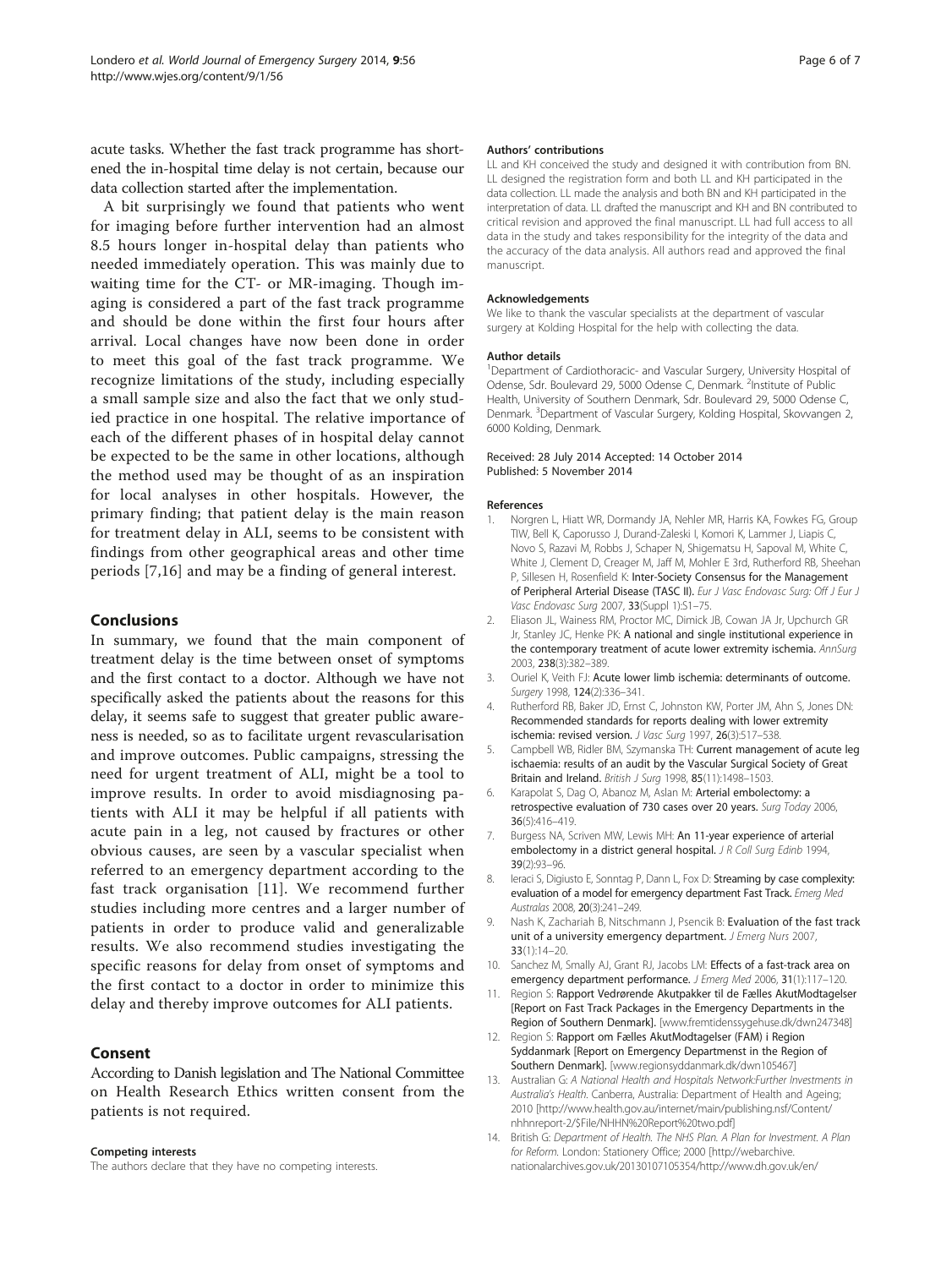acute tasks. Whether the fast track programme has shortened the in-hospital time delay is not certain, because our data collection started after the implementation.

A bit surprisingly we found that patients who went for imaging before further intervention had an almost 8.5 hours longer in-hospital delay than patients who needed immediately operation. This was mainly due to waiting time for the CT- or MR-imaging. Though imaging is considered a part of the fast track programme and should be done within the first four hours after arrival. Local changes have now been done in order to meet this goal of the fast track programme. We recognize limitations of the study, including especially a small sample size and also the fact that we only studied practice in one hospital. The relative importance of each of the different phases of in hospital delay cannot be expected to be the same in other locations, although the method used may be thought of as an inspiration for local analyses in other hospitals. However, the primary finding; that patient delay is the main reason for treatment delay in ALI, seems to be consistent with findings from other geographical areas and other time periods [7,16] and may be a finding of general interest.

## Conclusions

In summary, we found that the main component of treatment delay is the time between onset of symptoms and the first contact to a doctor. Although we have not specifically asked the patients about the reasons for this delay, it seems safe to suggest that greater public awareness is needed, so as to facilitate urgent revascularisation and improve outcomes. Public campaigns, stressing the need for urgent treatment of ALI, might be a tool to improve results. In order to avoid misdiagnosing patients with ALI it may be helpful if all patients with acute pain in a leg, not caused by fractures or other obvious causes, are seen by a vascular specialist when referred to an emergency department according to the fast track organisation [11]. We recommend further studies including more centres and a larger number of patients in order to produce valid and generalizable results. We also recommend studies investigating the specific reasons for delay from onset of symptoms and the first contact to a doctor in order to minimize this delay and thereby improve outcomes for ALI patients.

## Consent

According to Danish legislation and The National Committee on Health Research Ethics written consent from the patients is not required.

#### Competing interests

The authors declare that they have no competing interests.

#### Authors' contributions

LL and KH conceived the study and designed it with contribution from BN. LL designed the registration form and both LL and KH participated in the data collection. LL made the analysis and both BN and KH participated in the interpretation of data. LL drafted the manuscript and KH and BN contributed to critical revision and approved the final manuscript. LL had full access to all data in the study and takes responsibility for the integrity of the data and the accuracy of the data analysis. All authors read and approved the final manuscript.

#### Acknowledgements

We like to thank the vascular specialists at the department of vascular surgery at Kolding Hospital for the help with collecting the data.

#### Author details

[1]Department of Cardiothoracic- and Vascular Surgery, University Hospital of Odense, Sdr. Boulevard 29, 5000 Odense C, Denmark. [2]Institute of Public Health, University of Southern Denmark, Sdr. Boulevard 29, 5000 Odense C, Denmark. [3]Department of Vascular Surgery, Kolding Hospital, Skovvangen 2, 6000 Kolding, Denmark.

Received: 28 July 2014 Accepted: 14 October 2014
Published: 5 November 2014

#### References

1. Norgren L, Hiatt WR, Dormandy JA, Nehler MR, Harris KA, Fowkes FG, Group TIW, Bell K, Caporusso J, Durand-Zaleski I, Komori K, Lammer J, Liapis C, Novo S, Razavi M, Robbs J, Schaper N, Shigematsu H, Sapoval M, White C, White J, Clement D, Creager M, Jaff M, Mohler E 3rd, Rutherford RB, Sheehan P, Sillesen H, Rosenfield K: **Inter-Society Consensus for the Management of Peripheral Arterial Disease (TASC II).** *Eur J Vasc Endovasc Surg: Off J Eur J Vasc Endovasc Surg* 2007, **33**(Suppl 1):S1–75.
2. Eliason JL, Wainess RM, Proctor MC, Dimick JB, Cowan JA Jr, Upchurch GR Jr, Stanley JC, Henke PK: **A national and single institutional experience in the contemporary treatment of acute lower extremity ischemia.** *AnnSurg* 2003, **238**(3):382–389.
3. Ouriel K, Veith FJ: **Acute lower limb ischemia: determinants of outcome.** *Surgery* 1998, **124**(2):336–341.
4. Rutherford RB, Baker JD, Ernst C, Johnston KW, Porter JM, Ahn S, Jones DN: **Recommended standards for reports dealing with lower extremity ischemia: revised version.** *J Vasc Surg* 1997, **26**(3):517–538.
5. Campbell WB, Ridler BM, Szymanska TH: **Current management of acute leg ischaemia: results of an audit by the Vascular Surgical Society of Great Britain and Ireland.** *British J Surg* 1998, **85**(11):1498–1503.
6. Karapolat S, Dag O, Abanoz M, Aslan M: **Arterial embolectomy: a retrospective evaluation of 730 cases over 20 years.** *Surg Today* 2006, **36**(5):416–419.
7. Burgess NA, Scriven MW, Lewis MH: **An 11-year experience of arterial embolectomy in a district general hospital.** *J R Coll Surg Edinb* 1994, **39**(2):93–96.
8. Ieraci S, Digiusto E, Sonntag P, Dann L, Fox D: **Streaming by case complexity: evaluation of a model for emergency department Fast Track.** *Emerg Med Australas* 2008, **20**(3):241–249.
9. Nash K, Zachariah B, Nitschmann J, Psencik B: **Evaluation of the fast track unit of a university emergency department.** *J Emerg Nurs* 2007, **33**(1):14–20.
10. Sanchez M, Smally AJ, Grant RJ, Jacobs LM: **Effects of a fast-track area on emergency department performance.** *J Emerg Med* 2006, **31**(1):117–120.
11. Region S: **Rapport Vedrørende Akutpakker til de Fælles AkutModtagelser [Report on Fast Track Packages in the Emergency Departments in the Region of Southern Denmark].** [www.fremtidenssygehuse.dk/dwn247348]
12. Region S: **Rapport om Fælles AkutModtagelser (FAM) i Region Syddanmark [Report on Emergency Departmenst in the Region of Southern Denmark].** [www.regionsyddanmark.dk/dwn105467]
13. Australian G: *A National Health and Hospitals Network:Further Investments in Australia's Health.* Canberra, Australia: Department of Health and Ageing; 2010 [http://www.health.gov.au/internet/main/publishing.nsf/Content/nhhnreport-2/$File/NHHN%20Report%20two.pdf]
14. British G: *Department of Health. The NHS Plan. A Plan for Investment. A Plan for Reform.* London: Stationery Office; 2000 [http://webarchive.nationalarchives.gov.uk/20130107105354/http://www.dh.gov.uk/en/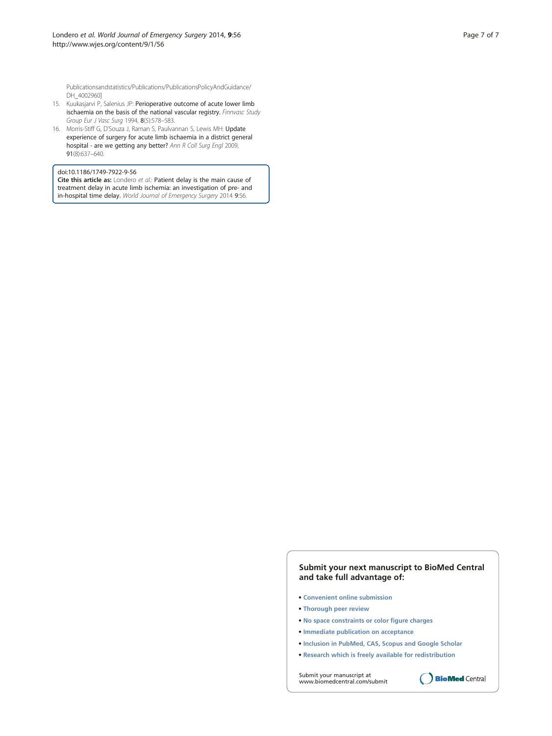Publicationsandstatistics/Publications/PublicationsPolicyAndGuidance/DH_4002960]

15. Kuukasjarvi P, Salenius JP: **Perioperative outcome of acute lower limb ischaemia on the basis of the national vascular registry.** *Finnvasc Study Group Eur J Vasc Surg* 1994, **8**(5):578–583.
16. Morris-Stiff G, D'Souza J, Raman S, Paulvannan S, Lewis MH: **Update experience of surgery for acute limb ischaemia in a district general hospital - are we getting any better?** *Ann R Coll Surg Engl* 2009, **91**(8):637–640.

doi:10.1186/1749-7922-9-56

**Cite this article as:** Londero *et al.*: Patient delay is the main cause of treatment delay in acute limb ischemia: an investigation of pre- and in-hospital time delay. *World Journal of Emergency Surgery* 2014 **9**:56.

**Submit your next manuscript to BioMed Central and take full advantage of:**

- **Convenient online submission**
- **Thorough peer review**
- **No space constraints or color figure charges**
- **Immediate publication on acceptance**
- **Inclusion in PubMed, CAS, Scopus and Google Scholar**
- **Research which is freely available for redistribution**

Submit your manuscript at
www.biomedcentral.com/submit

BioMed Central